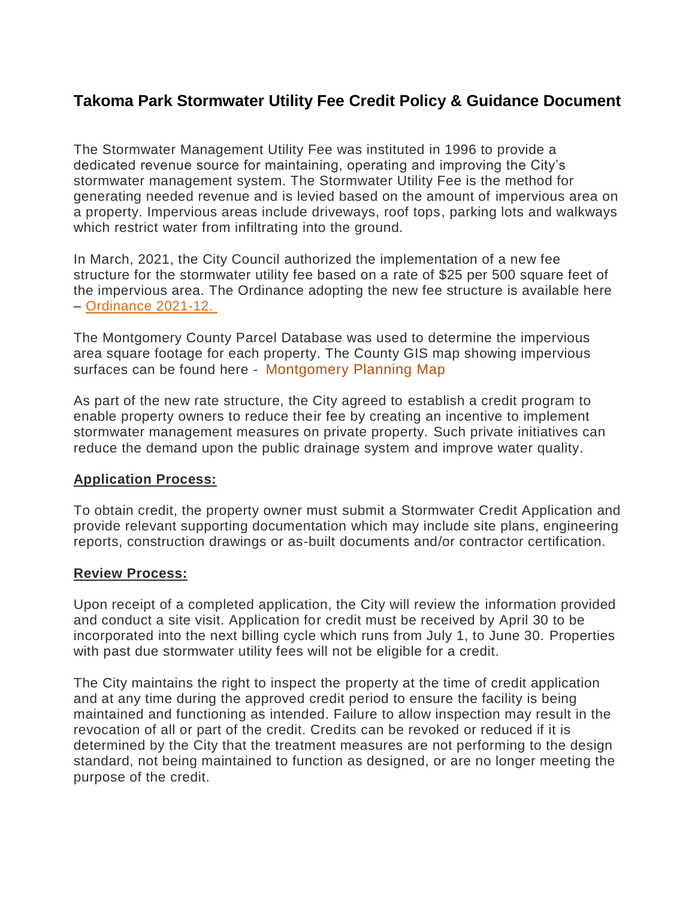# Takoma Park Stormwater Utility Fee Credit Policy & Guidance Document

The Stormwater Management Utility Fee was instituted in 1996 to provide a dedicated revenue source for maintaining, operating and improving the City's stormwater management system. The Stormwater Utility Fee is the method for generating needed revenue and is levied based on the amount of impervious area on a property. Impervious areas include driveways, roof tops, parking lots and walkways which restrict water from infiltrating into the ground.

In March, 2021, the City Council authorized the implementation of a new fee structure for the stormwater utility fee based on a rate of $25 per 500 square feet of the impervious area. The Ordinance adopting the new fee structure is available here – Ordinance 2021-12.

The Montgomery County Parcel Database was used to determine the impervious area square footage for each property. The County GIS map showing impervious surfaces can be found here - Montgomery Planning Map

As part of the new rate structure, the City agreed to establish a credit program to enable property owners to reduce their fee by creating an incentive to implement stormwater management measures on private property. Such private initiatives can reduce the demand upon the public drainage system and improve water quality.

**Application Process:**

To obtain credit, the property owner must submit a Stormwater Credit Application and provide relevant supporting documentation which may include site plans, engineering reports, construction drawings or as-built documents and/or contractor certification.

**Review Process:**

Upon receipt of a completed application, the City will review the information provided and conduct a site visit. Application for credit must be received by April 30 to be incorporated into the next billing cycle which runs from July 1, to June 30. Properties with past due stormwater utility fees will not be eligible for a credit.

The City maintains the right to inspect the property at the time of credit application and at any time during the approved credit period to ensure the facility is being maintained and functioning as intended. Failure to allow inspection may result in the revocation of all or part of the credit. Credits can be revoked or reduced if it is determined by the City that the treatment measures are not performing to the design standard, not being maintained to function as designed, or are no longer meeting the purpose of the credit.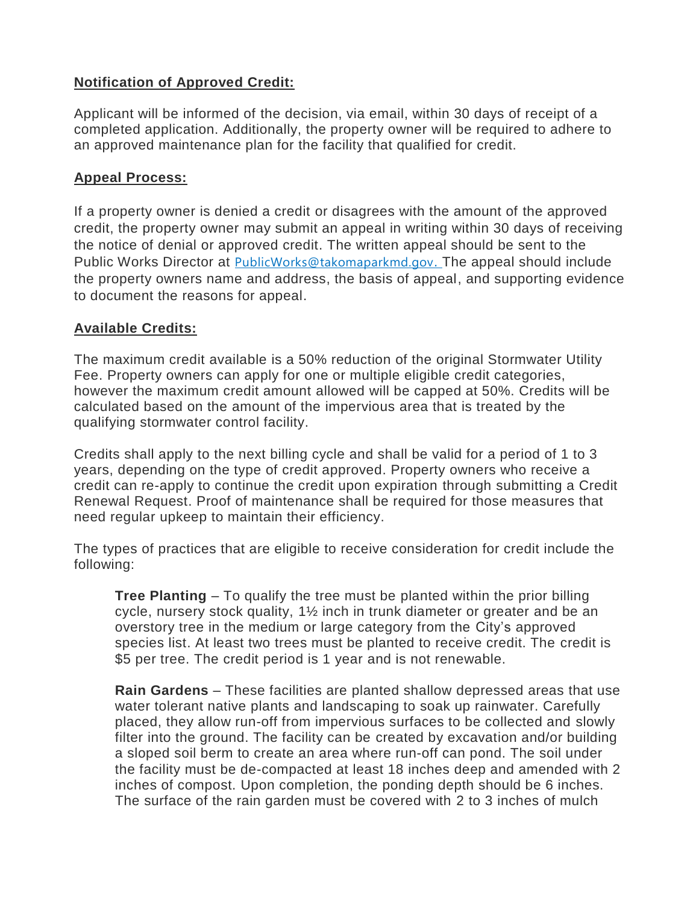**Notification of Approved Credit:**

Applicant will be informed of the decision, via email, within 30 days of receipt of a completed application. Additionally, the property owner will be required to adhere to an approved maintenance plan for the facility that qualified for credit.

**Appeal Process:**

If a property owner is denied a credit or disagrees with the amount of the approved credit, the property owner may submit an appeal in writing within 30 days of receiving the notice of denial or approved credit. The written appeal should be sent to the Public Works Director at PublicWorks@takomaparkmd.gov. The appeal should include the property owners name and address, the basis of appeal, and supporting evidence to document the reasons for appeal.

**Available Credits:**

The maximum credit available is a 50% reduction of the original Stormwater Utility Fee. Property owners can apply for one or multiple eligible credit categories, however the maximum credit amount allowed will be capped at 50%. Credits will be calculated based on the amount of the impervious area that is treated by the qualifying stormwater control facility.

Credits shall apply to the next billing cycle and shall be valid for a period of 1 to 3 years, depending on the type of credit approved. Property owners who receive a credit can re-apply to continue the credit upon expiration through submitting a Credit Renewal Request. Proof of maintenance shall be required for those measures that need regular upkeep to maintain their efficiency.

The types of practices that are eligible to receive consideration for credit include the following:

> **Tree Planting** – To qualify the tree must be planted within the prior billing cycle, nursery stock quality, 1½ inch in trunk diameter or greater and be an overstory tree in the medium or large category from the City's approved species list. At least two trees must be planted to receive credit. The credit is $5 per tree. The credit period is 1 year and is not renewable.
>
> **Rain Gardens** – These facilities are planted shallow depressed areas that use water tolerant native plants and landscaping to soak up rainwater. Carefully placed, they allow run-off from impervious surfaces to be collected and slowly filter into the ground. The facility can be created by excavation and/or building a sloped soil berm to create an area where run-off can pond. The soil under the facility must be de-compacted at least 18 inches deep and amended with 2 inches of compost. Upon completion, the ponding depth should be 6 inches. The surface of the rain garden must be covered with 2 to 3 inches of mulch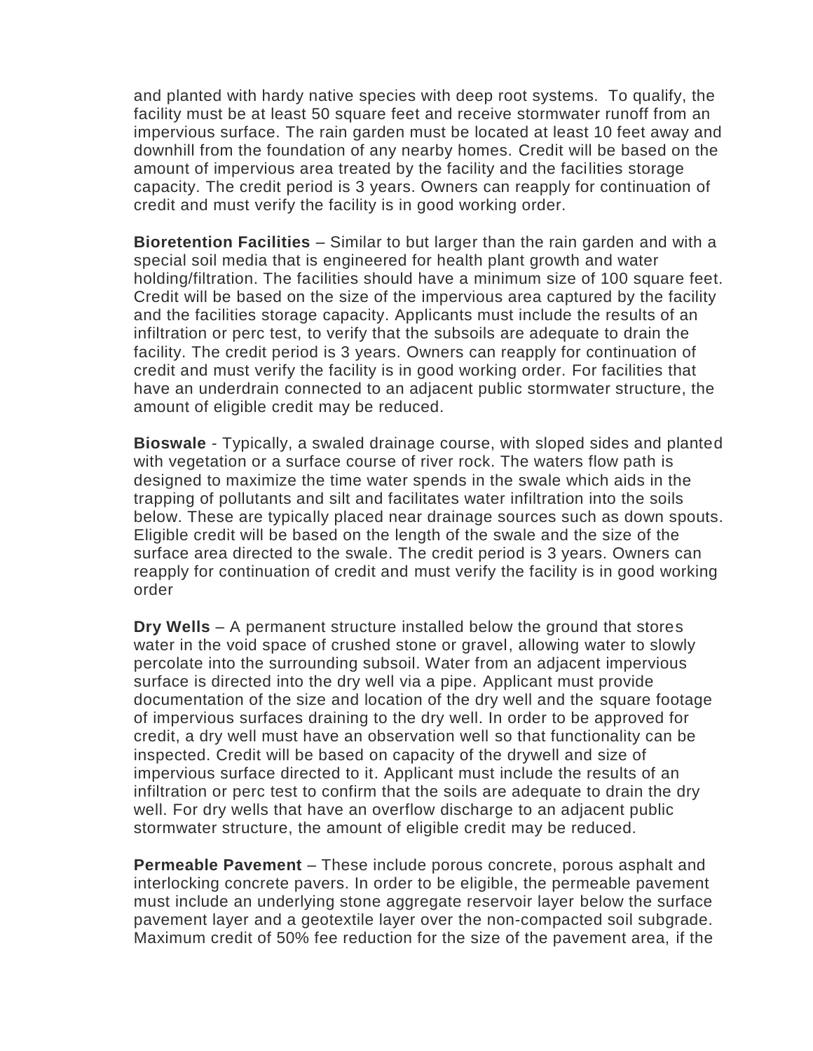and planted with hardy native species with deep root systems. To qualify, the facility must be at least 50 square feet and receive stormwater runoff from an impervious surface. The rain garden must be located at least 10 feet away and downhill from the foundation of any nearby homes. Credit will be based on the amount of impervious area treated by the facility and the facilities storage capacity. The credit period is 3 years. Owners can reapply for continuation of credit and must verify the facility is in good working order.

**Bioretention Facilities** – Similar to but larger than the rain garden and with a special soil media that is engineered for health plant growth and water holding/filtration. The facilities should have a minimum size of 100 square feet. Credit will be based on the size of the impervious area captured by the facility and the facilities storage capacity. Applicants must include the results of an infiltration or perc test, to verify that the subsoils are adequate to drain the facility. The credit period is 3 years. Owners can reapply for continuation of credit and must verify the facility is in good working order. For facilities that have an underdrain connected to an adjacent public stormwater structure, the amount of eligible credit may be reduced.

**Bioswale** - Typically, a swaled drainage course, with sloped sides and planted with vegetation or a surface course of river rock. The waters flow path is designed to maximize the time water spends in the swale which aids in the trapping of pollutants and silt and facilitates water infiltration into the soils below. These are typically placed near drainage sources such as down spouts. Eligible credit will be based on the length of the swale and the size of the surface area directed to the swale. The credit period is 3 years. Owners can reapply for continuation of credit and must verify the facility is in good working order

**Dry Wells** – A permanent structure installed below the ground that stores water in the void space of crushed stone or gravel, allowing water to slowly percolate into the surrounding subsoil. Water from an adjacent impervious surface is directed into the dry well via a pipe. Applicant must provide documentation of the size and location of the dry well and the square footage of impervious surfaces draining to the dry well. In order to be approved for credit, a dry well must have an observation well so that functionality can be inspected. Credit will be based on capacity of the drywell and size of impervious surface directed to it. Applicant must include the results of an infiltration or perc test to confirm that the soils are adequate to drain the dry well. For dry wells that have an overflow discharge to an adjacent public stormwater structure, the amount of eligible credit may be reduced.

**Permeable Pavement** – These include porous concrete, porous asphalt and interlocking concrete pavers. In order to be eligible, the permeable pavement must include an underlying stone aggregate reservoir layer below the surface pavement layer and a geotextile layer over the non-compacted soil subgrade. Maximum credit of 50% fee reduction for the size of the pavement area, if the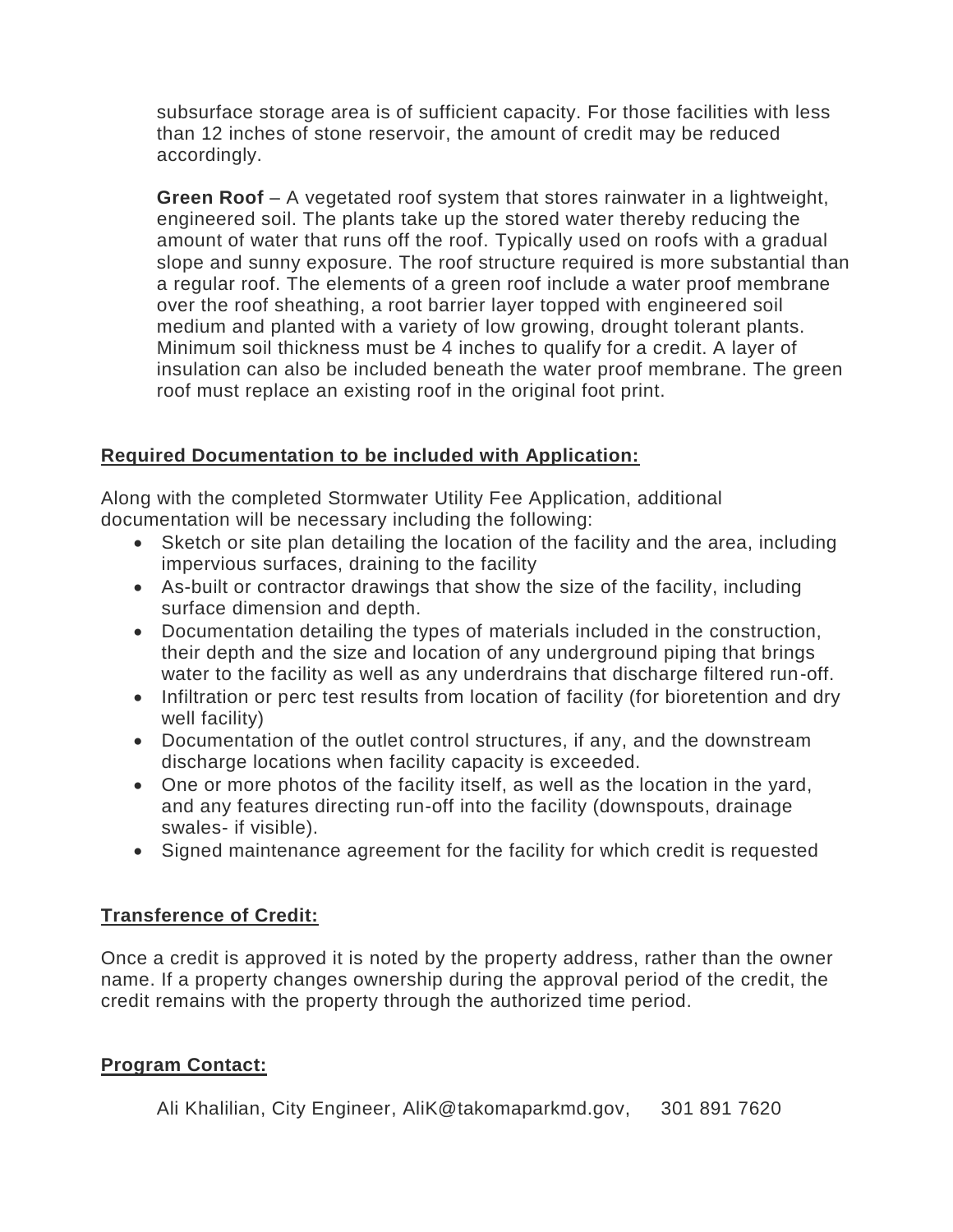subsurface storage area is of sufficient capacity. For those facilities with less than 12 inches of stone reservoir, the amount of credit may be reduced accordingly.

**Green Roof** – A vegetated roof system that stores rainwater in a lightweight, engineered soil. The plants take up the stored water thereby reducing the amount of water that runs off the roof. Typically used on roofs with a gradual slope and sunny exposure. The roof structure required is more substantial than a regular roof. The elements of a green roof include a water proof membrane over the roof sheathing, a root barrier layer topped with engineered soil medium and planted with a variety of low growing, drought tolerant plants. Minimum soil thickness must be 4 inches to qualify for a credit. A layer of insulation can also be included beneath the water proof membrane. The green roof must replace an existing roof in the original foot print.

## Required Documentation to be included with Application:

Along with the completed Stormwater Utility Fee Application, additional documentation will be necessary including the following:

- Sketch or site plan detailing the location of the facility and the area, including impervious surfaces, draining to the facility
- As-built or contractor drawings that show the size of the facility, including surface dimension and depth.
- Documentation detailing the types of materials included in the construction, their depth and the size and location of any underground piping that brings water to the facility as well as any underdrains that discharge filtered run-off.
- Infiltration or perc test results from location of facility (for bioretention and dry well facility)
- Documentation of the outlet control structures, if any, and the downstream discharge locations when facility capacity is exceeded.
- One or more photos of the facility itself, as well as the location in the yard, and any features directing run-off into the facility (downspouts, drainage swales- if visible).
- Signed maintenance agreement for the facility for which credit is requested

## Transference of Credit:

Once a credit is approved it is noted by the property address, rather than the owner name. If a property changes ownership during the approval period of the credit, the credit remains with the property through the authorized time period.

## Program Contact:

Ali Khalilian, City Engineer, AliK@takomaparkmd.gov, 301 891 7620